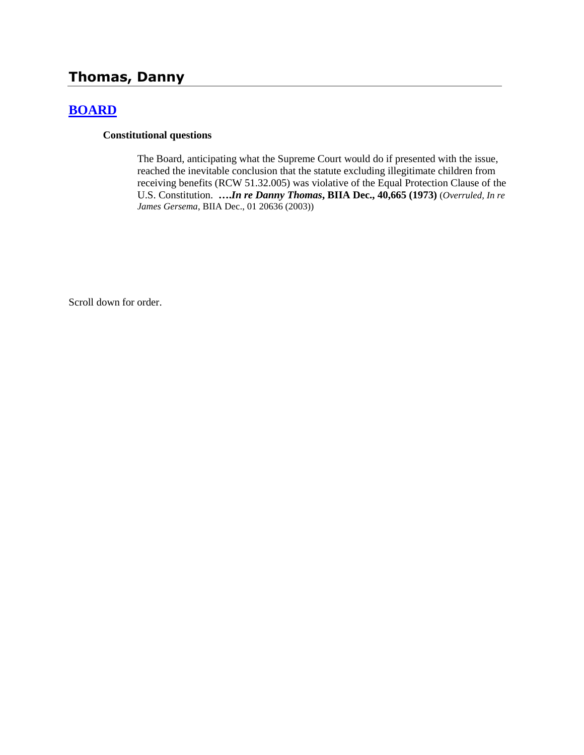# Thomas, Danny

## [BOARD]

**Constitutional questions**

The Board, anticipating what the Supreme Court would do if presented with the issue, reached the inevitable conclusion that the statute excluding illegitimate children from receiving benefits (RCW 51.32.005) was violative of the Equal Protection Clause of the U.S. Constitution. **….*In re Danny Thomas*, BIIA Dec., 40,665 (1973)** (*Overruled, In re James Gersema*, BIIA Dec., 01 20636 (2003))

Scroll down for order.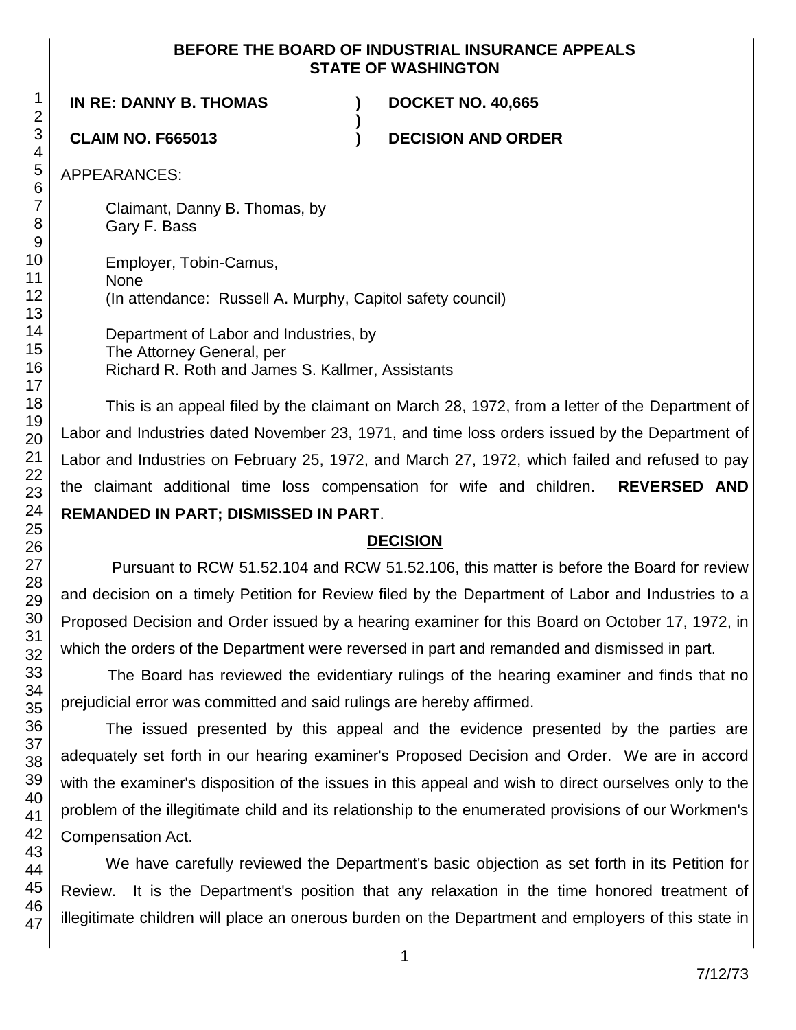**BEFORE THE BOARD OF INDUSTRIAL INSURANCE APPEALS**
**STATE OF WASHINGTON**

**IN RE: DANNY B. THOMAS** ) **DOCKET NO. 40,665**
)
**CLAIM NO. F665013** ) **DECISION AND ORDER**

APPEARANCES:

Claimant, Danny B. Thomas, by
Gary F. Bass

Employer, Tobin-Camus,
None
(In attendance: Russell A. Murphy, Capitol safety council)

Department of Labor and Industries, by
The Attorney General, per
Richard R. Roth and James S. Kallmer, Assistants

This is an appeal filed by the claimant on March 28, 1972, from a letter of the Department of Labor and Industries dated November 23, 1971, and time loss orders issued by the Department of Labor and Industries on February 25, 1972, and March 27, 1972, which failed and refused to pay the claimant additional time loss compensation for wife and children. **REVERSED AND REMANDED IN PART; DISMISSED IN PART**.

## DECISION

Pursuant to RCW 51.52.104 and RCW 51.52.106, this matter is before the Board for review and decision on a timely Petition for Review filed by the Department of Labor and Industries to a Proposed Decision and Order issued by a hearing examiner for this Board on October 17, 1972, in which the orders of the Department were reversed in part and remanded and dismissed in part.

The Board has reviewed the evidentiary rulings of the hearing examiner and finds that no prejudicial error was committed and said rulings are hereby affirmed.

The issued presented by this appeal and the evidence presented by the parties are adequately set forth in our hearing examiner's Proposed Decision and Order. We are in accord with the examiner's disposition of the issues in this appeal and wish to direct ourselves only to the problem of the illegitimate child and its relationship to the enumerated provisions of our Workmen's Compensation Act.

We have carefully reviewed the Department's basic objection as set forth in its Petition for Review. It is the Department's position that any relaxation in the time honored treatment of illegitimate children will place an onerous burden on the Department and employers of this state in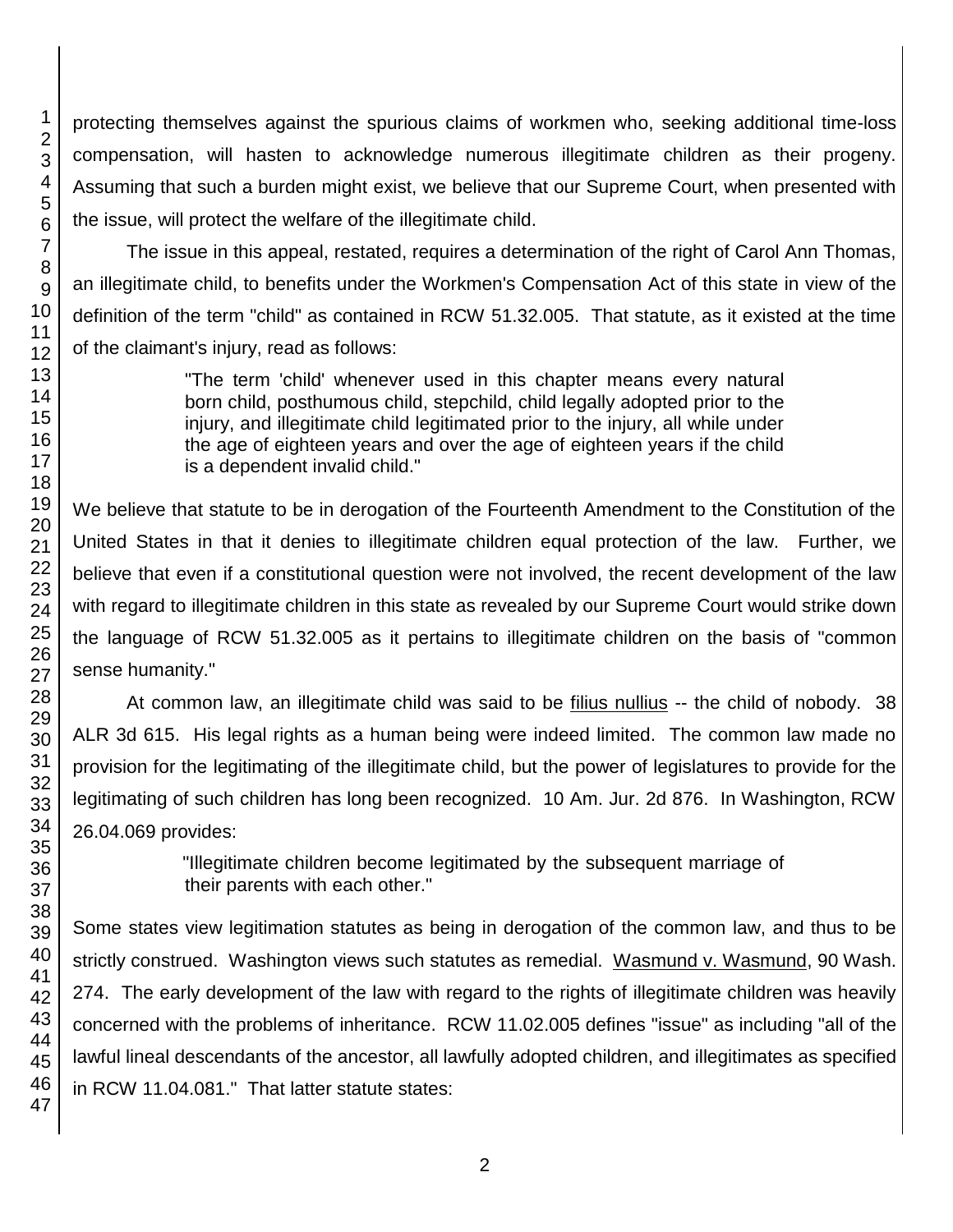protecting themselves against the spurious claims of workmen who, seeking additional time-loss compensation, will hasten to acknowledge numerous illegitimate children as their progeny. Assuming that such a burden might exist, we believe that our Supreme Court, when presented with the issue, will protect the welfare of the illegitimate child.

The issue in this appeal, restated, requires a determination of the right of Carol Ann Thomas, an illegitimate child, to benefits under the Workmen's Compensation Act of this state in view of the definition of the term "child" as contained in RCW 51.32.005. That statute, as it existed at the time of the claimant's injury, read as follows:

> "The term 'child' whenever used in this chapter means every natural born child, posthumous child, stepchild, child legally adopted prior to the injury, and illegitimate child legitimated prior to the injury, all while under the age of eighteen years and over the age of eighteen years if the child is a dependent invalid child."

We believe that statute to be in derogation of the Fourteenth Amendment to the Constitution of the United States in that it denies to illegitimate children equal protection of the law. Further, we believe that even if a constitutional question were not involved, the recent development of the law with regard to illegitimate children in this state as revealed by our Supreme Court would strike down the language of RCW 51.32.005 as it pertains to illegitimate children on the basis of "common sense humanity."

At common law, an illegitimate child was said to be filius nullius -- the child of nobody. 38 ALR 3d 615. His legal rights as a human being were indeed limited. The common law made no provision for the legitimating of the illegitimate child, but the power of legislatures to provide for the legitimating of such children has long been recognized. 10 Am. Jur. 2d 876. In Washington, RCW 26.04.069 provides:

> "Illegitimate children become legitimated by the subsequent marriage of their parents with each other."

Some states view legitimation statutes as being in derogation of the common law, and thus to be strictly construed. Washington views such statutes as remedial. Wasmund v. Wasmund, 90 Wash. 274. The early development of the law with regard to the rights of illegitimate children was heavily concerned with the problems of inheritance. RCW 11.02.005 defines "issue" as including "all of the lawful lineal descendants of the ancestor, all lawfully adopted children, and illegitimates as specified in RCW 11.04.081." That latter statute states: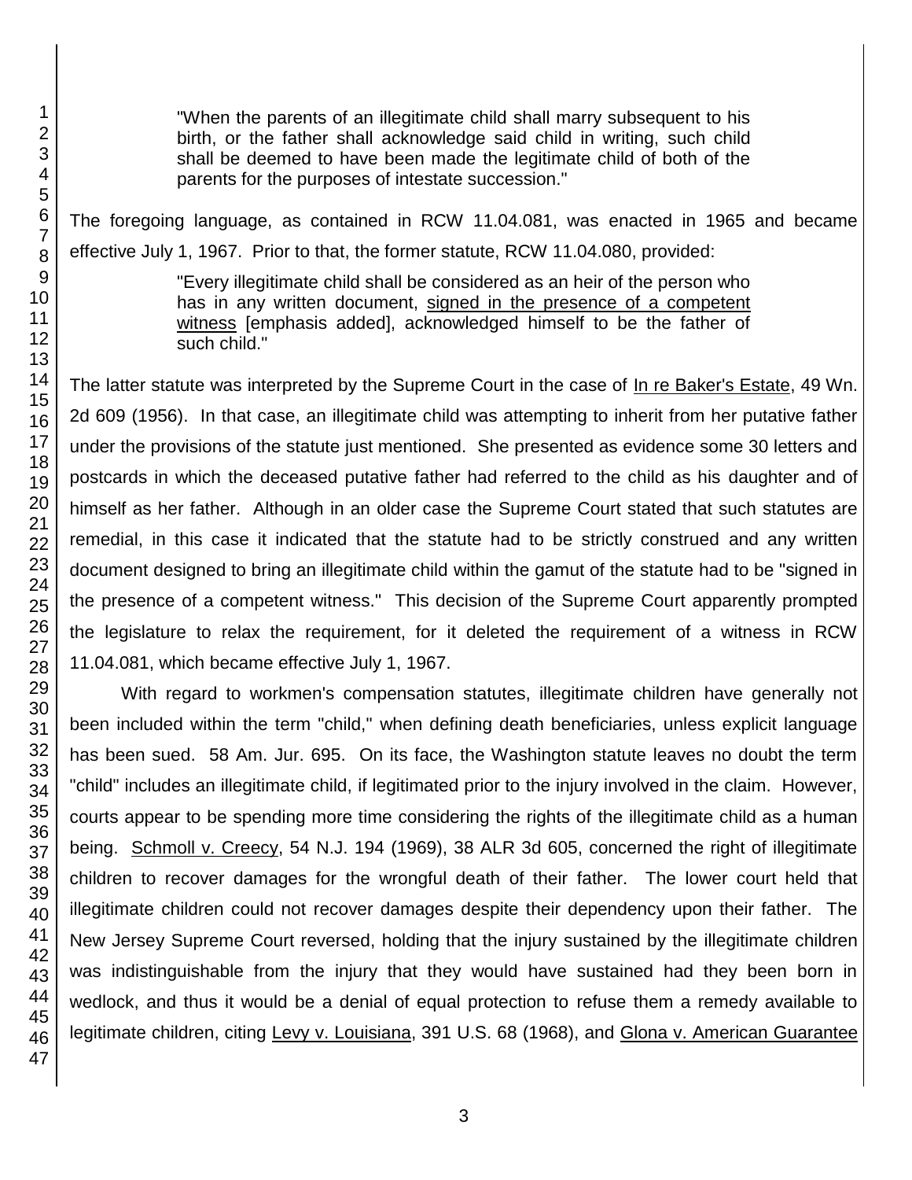> "When the parents of an illegitimate child shall marry subsequent to his birth, or the father shall acknowledge said child in writing, such child shall be deemed to have been made the legitimate child of both of the parents for the purposes of intestate succession."

The foregoing language, as contained in RCW 11.04.081, was enacted in 1965 and became effective July 1, 1967. Prior to that, the former statute, RCW 11.04.080, provided:

> "Every illegitimate child shall be considered as an heir of the person who has in any written document, signed in the presence of a competent witness [emphasis added], acknowledged himself to be the father of such child."

The latter statute was interpreted by the Supreme Court in the case of In re Baker's Estate, 49 Wn. 2d 609 (1956). In that case, an illegitimate child was attempting to inherit from her putative father under the provisions of the statute just mentioned. She presented as evidence some 30 letters and postcards in which the deceased putative father had referred to the child as his daughter and of himself as her father. Although in an older case the Supreme Court stated that such statutes are remedial, in this case it indicated that the statute had to be strictly construed and any written document designed to bring an illegitimate child within the gamut of the statute had to be "signed in the presence of a competent witness." This decision of the Supreme Court apparently prompted the legislature to relax the requirement, for it deleted the requirement of a witness in RCW 11.04.081, which became effective July 1, 1967.

With regard to workmen's compensation statutes, illegitimate children have generally not been included within the term "child," when defining death beneficiaries, unless explicit language has been sued. 58 Am. Jur. 695. On its face, the Washington statute leaves no doubt the term "child" includes an illegitimate child, if legitimated prior to the injury involved in the claim. However, courts appear to be spending more time considering the rights of the illegitimate child as a human being. Schmoll v. Creecy, 54 N.J. 194 (1969), 38 ALR 3d 605, concerned the right of illegitimate children to recover damages for the wrongful death of their father. The lower court held that illegitimate children could not recover damages despite their dependency upon their father. The New Jersey Supreme Court reversed, holding that the injury sustained by the illegitimate children was indistinguishable from the injury that they would have sustained had they been born in wedlock, and thus it would be a denial of equal protection to refuse them a remedy available to legitimate children, citing Levy v. Louisiana, 391 U.S. 68 (1968), and Glona v. American Guarantee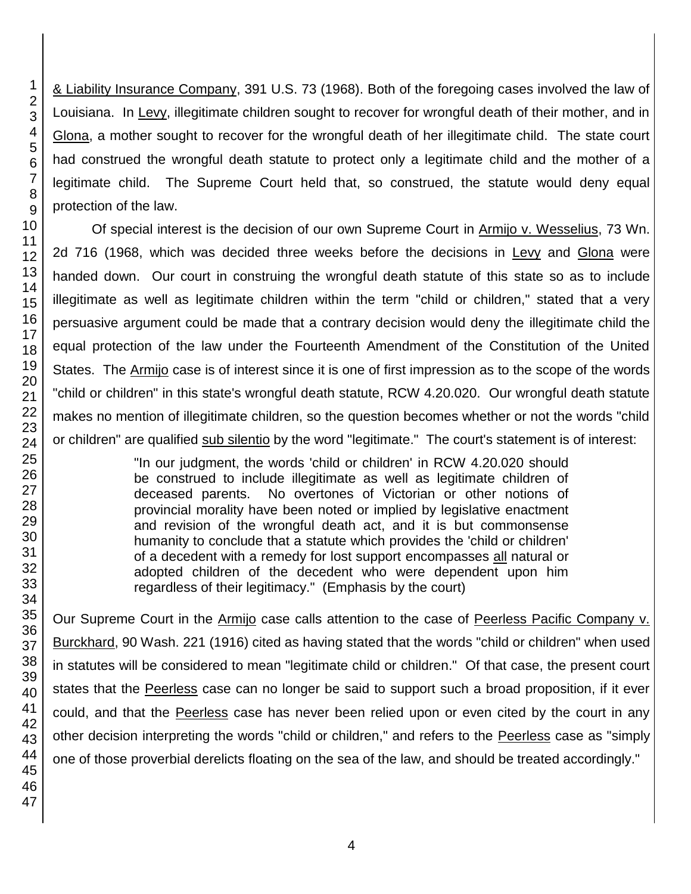& Liability Insurance Company, 391 U.S. 73 (1968). Both of the foregoing cases involved the law of Louisiana. In Levy, illegitimate children sought to recover for wrongful death of their mother, and in Glona, a mother sought to recover for the wrongful death of her illegitimate child. The state court had construed the wrongful death statute to protect only a legitimate child and the mother of a legitimate child. The Supreme Court held that, so construed, the statute would deny equal protection of the law.

Of special interest is the decision of our own Supreme Court in Armijo v. Wesselius, 73 Wn. 2d 716 (1968, which was decided three weeks before the decisions in Levy and Glona were handed down. Our court in construing the wrongful death statute of this state so as to include illegitimate as well as legitimate children within the term "child or children," stated that a very persuasive argument could be made that a contrary decision would deny the illegitimate child the equal protection of the law under the Fourteenth Amendment of the Constitution of the United States. The Armijo case is of interest since it is one of first impression as to the scope of the words "child or children" in this state's wrongful death statute, RCW 4.20.020. Our wrongful death statute makes no mention of illegitimate children, so the question becomes whether or not the words "child or children" are qualified sub silentio by the word "legitimate." The court's statement is of interest:

> "In our judgment, the words 'child or children' in RCW 4.20.020 should be construed to include illegitimate as well as legitimate children of deceased parents. No overtones of Victorian or other notions of provincial morality have been noted or implied by legislative enactment and revision of the wrongful death act, and it is but commonsense humanity to conclude that a statute which provides the 'child or children' of a decedent with a remedy for lost support encompasses all natural or adopted children of the decedent who were dependent upon him regardless of their legitimacy." (Emphasis by the court)

Our Supreme Court in the Armijo case calls attention to the case of Peerless Pacific Company v. Burckhard, 90 Wash. 221 (1916) cited as having stated that the words "child or children" when used in statutes will be considered to mean "legitimate child or children." Of that case, the present court states that the Peerless case can no longer be said to support such a broad proposition, if it ever could, and that the Peerless case has never been relied upon or even cited by the court in any other decision interpreting the words "child or children," and refers to the Peerless case as "simply one of those proverbial derelicts floating on the sea of the law, and should be treated accordingly."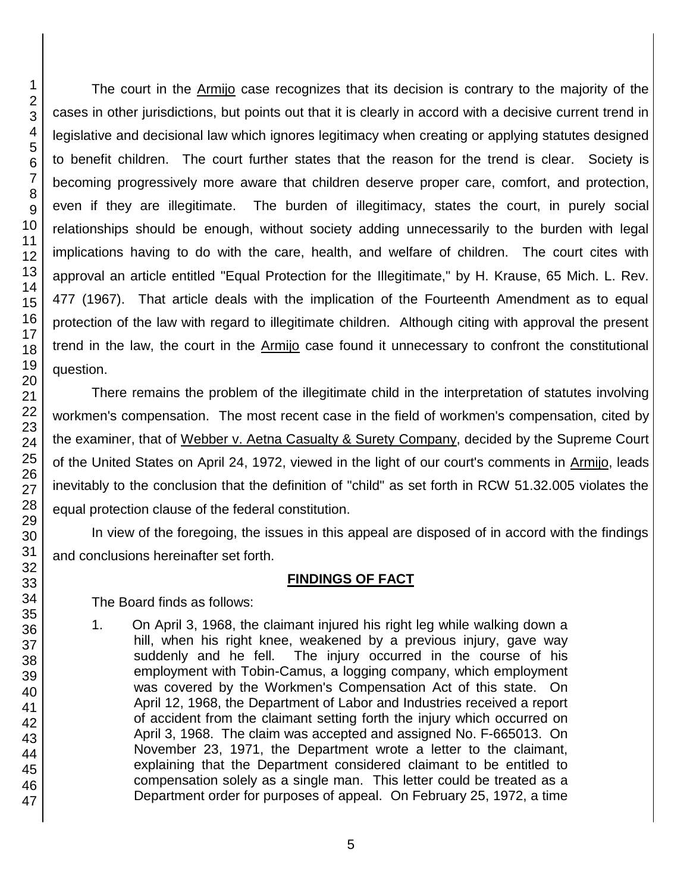The court in the Armijo case recognizes that its decision is contrary to the majority of the cases in other jurisdictions, but points out that it is clearly in accord with a decisive current trend in legislative and decisional law which ignores legitimacy when creating or applying statutes designed to benefit children. The court further states that the reason for the trend is clear. Society is becoming progressively more aware that children deserve proper care, comfort, and protection, even if they are illegitimate. The burden of illegitimacy, states the court, in purely social relationships should be enough, without society adding unnecessarily to the burden with legal implications having to do with the care, health, and welfare of children. The court cites with approval an article entitled "Equal Protection for the Illegitimate," by H. Krause, 65 Mich. L. Rev. 477 (1967). That article deals with the implication of the Fourteenth Amendment as to equal protection of the law with regard to illegitimate children. Although citing with approval the present trend in the law, the court in the Armijo case found it unnecessary to confront the constitutional question.

There remains the problem of the illegitimate child in the interpretation of statutes involving workmen's compensation. The most recent case in the field of workmen's compensation, cited by the examiner, that of Webber v. Aetna Casualty & Surety Company, decided by the Supreme Court of the United States on April 24, 1972, viewed in the light of our court's comments in Armijo, leads inevitably to the conclusion that the definition of "child" as set forth in RCW 51.32.005 violates the equal protection clause of the federal constitution.

In view of the foregoing, the issues in this appeal are disposed of in accord with the findings and conclusions hereinafter set forth.

## FINDINGS OF FACT

The Board finds as follows:

1. On April 3, 1968, the claimant injured his right leg while walking down a hill, when his right knee, weakened by a previous injury, gave way suddenly and he fell. The injury occurred in the course of his employment with Tobin-Camus, a logging company, which employment was covered by the Workmen's Compensation Act of this state. On April 12, 1968, the Department of Labor and Industries received a report of accident from the claimant setting forth the injury which occurred on April 3, 1968. The claim was accepted and assigned No. F-665013. On November 23, 1971, the Department wrote a letter to the claimant, explaining that the Department considered claimant to be entitled to compensation solely as a single man. This letter could be treated as a Department order for purposes of appeal. On February 25, 1972, a time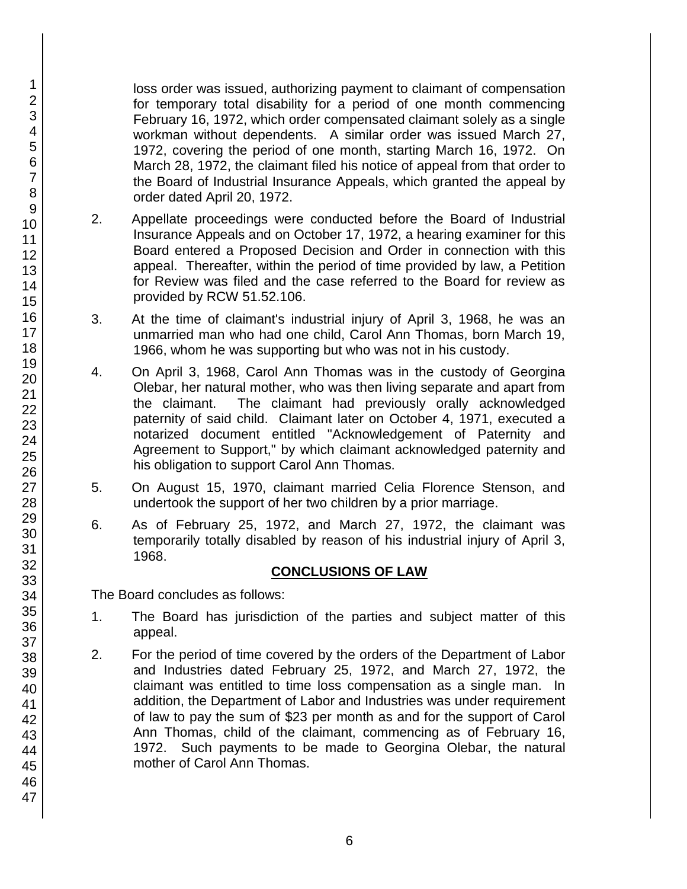loss order was issued, authorizing payment to claimant of compensation for temporary total disability for a period of one month commencing February 16, 1972, which order compensated claimant solely as a single workman without dependents. A similar order was issued March 27, 1972, covering the period of one month, starting March 16, 1972. On March 28, 1972, the claimant filed his notice of appeal from that order to the Board of Industrial Insurance Appeals, which granted the appeal by order dated April 20, 1972.

2. Appellate proceedings were conducted before the Board of Industrial Insurance Appeals and on October 17, 1972, a hearing examiner for this Board entered a Proposed Decision and Order in connection with this appeal. Thereafter, within the period of time provided by law, a Petition for Review was filed and the case referred to the Board for review as provided by RCW 51.52.106.

3. At the time of claimant's industrial injury of April 3, 1968, he was an unmarried man who had one child, Carol Ann Thomas, born March 19, 1966, whom he was supporting but who was not in his custody.

4. On April 3, 1968, Carol Ann Thomas was in the custody of Georgina Olebar, her natural mother, who was then living separate and apart from the claimant. The claimant had previously orally acknowledged paternity of said child. Claimant later on October 4, 1971, executed a notarized document entitled "Acknowledgement of Paternity and Agreement to Support," by which claimant acknowledged paternity and his obligation to support Carol Ann Thomas.

5. On August 15, 1970, claimant married Celia Florence Stenson, and undertook the support of her two children by a prior marriage.

6. As of February 25, 1972, and March 27, 1972, the claimant was temporarily totally disabled by reason of his industrial injury of April 3, 1968.

## CONCLUSIONS OF LAW

The Board concludes as follows:

1. The Board has jurisdiction of the parties and subject matter of this appeal.

2. For the period of time covered by the orders of the Department of Labor and Industries dated February 25, 1972, and March 27, 1972, the claimant was entitled to time loss compensation as a single man. In addition, the Department of Labor and Industries was under requirement of law to pay the sum of $23 per month as and for the support of Carol Ann Thomas, child of the claimant, commencing as of February 16, 1972. Such payments to be made to Georgina Olebar, the natural mother of Carol Ann Thomas.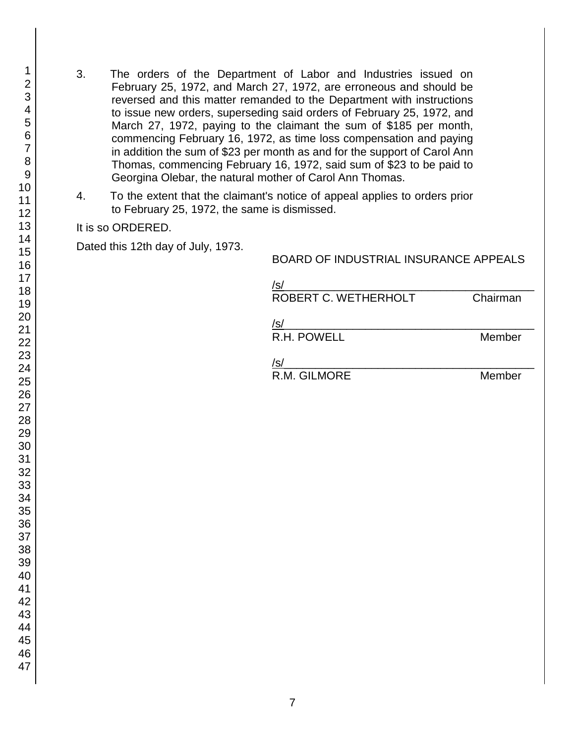3. The orders of the Department of Labor and Industries issued on February 25, 1972, and March 27, 1972, are erroneous and should be reversed and this matter remanded to the Department with instructions to issue new orders, superseding said orders of February 25, 1972, and March 27, 1972, paying to the claimant the sum of $185 per month, commencing February 16, 1972, as time loss compensation and paying in addition the sum of $23 per month as and for the support of Carol Ann Thomas, commencing February 16, 1972, said sum of $23 to be paid to Georgina Olebar, the natural mother of Carol Ann Thomas.

4. To the extent that the claimant's notice of appeal applies to orders prior to February 25, 1972, the same is dismissed.

It is so ORDERED.

Dated this 12th day of July, 1973.

BOARD OF INDUSTRIAL INSURANCE APPEALS

/s/
ROBERT C. WETHERHOLT Chairman

/s/
R.H. POWELL Member

/s/
R.M. GILMORE Member